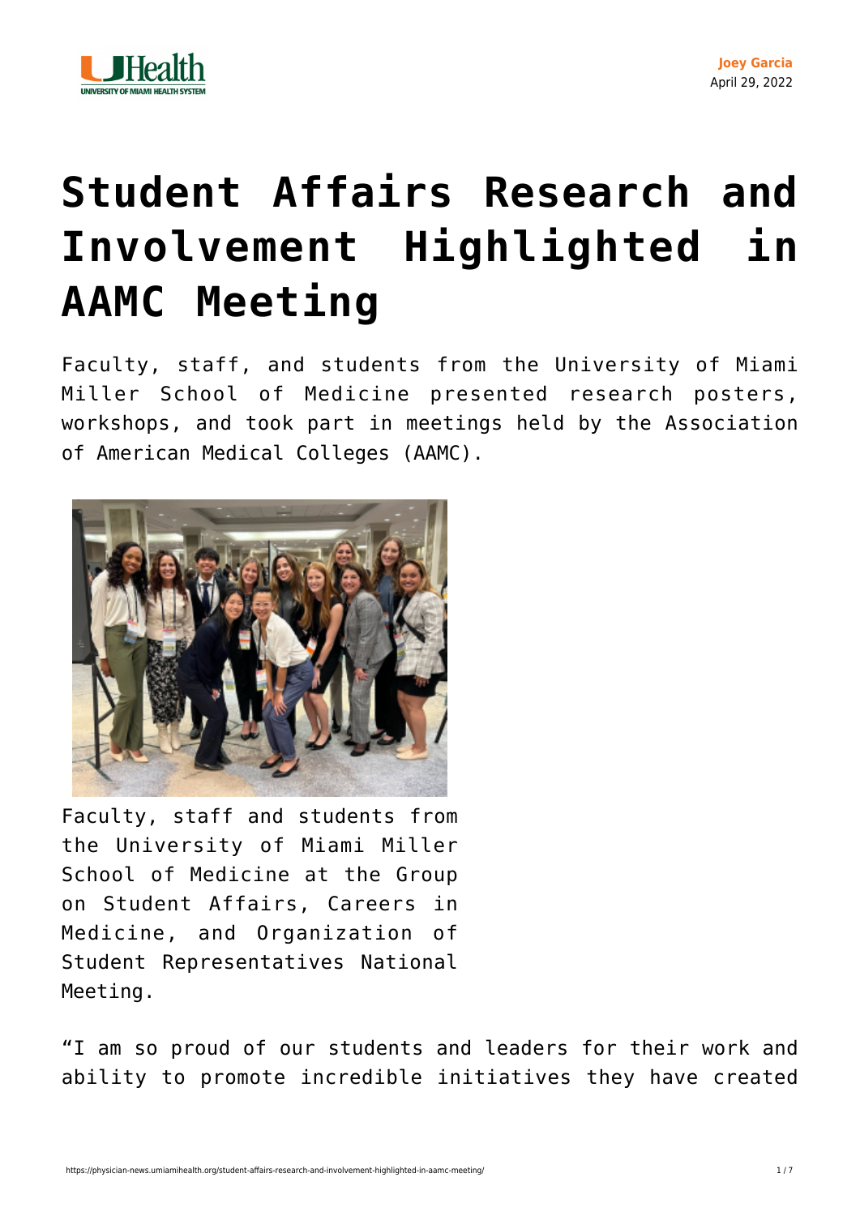Joey Garcia
April 29, 2022

# Student Affairs Research and Involvement Highlighted in AAMC Meeting

Faculty, staff, and students from the University of Miami Miller School of Medicine presented research posters, workshops, and took part in meetings held by the Association of American Medical Colleges (AAMC).

Faculty, staff and students from the University of Miami Miller School of Medicine at the Group on Student Affairs, Careers in Medicine, and Organization of Student Representatives National Meeting.

"I am so proud of our students and leaders for their work and ability to promote incredible initiatives they have created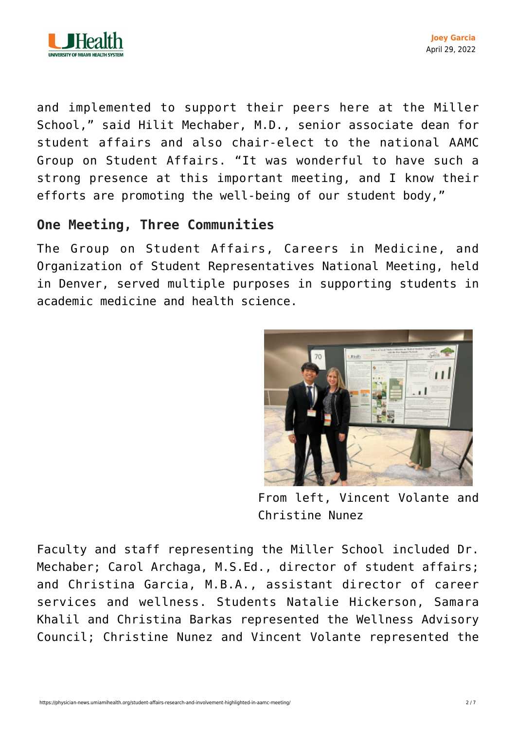and implemented to support their peers here at the Miller School," said Hilit Mechaber, M.D., senior associate dean for student affairs and also chair-elect to the national AAMC Group on Student Affairs. "It was wonderful to have such a strong presence at this important meeting, and I know their efforts are promoting the well-being of our student body,"

## One Meeting, Three Communities

The Group on Student Affairs, Careers in Medicine, and Organization of Student Representatives National Meeting, held in Denver, served multiple purposes in supporting students in academic medicine and health science.

From left, Vincent Volante and Christine Nunez

Faculty and staff representing the Miller School included Dr. Mechaber; Carol Archaga, M.S.Ed., director of student affairs; and Christina Garcia, M.B.A., assistant director of career services and wellness. Students Natalie Hickerson, Samara Khalil and Christina Barkas represented the Wellness Advisory Council; Christine Nunez and Vincent Volante represented the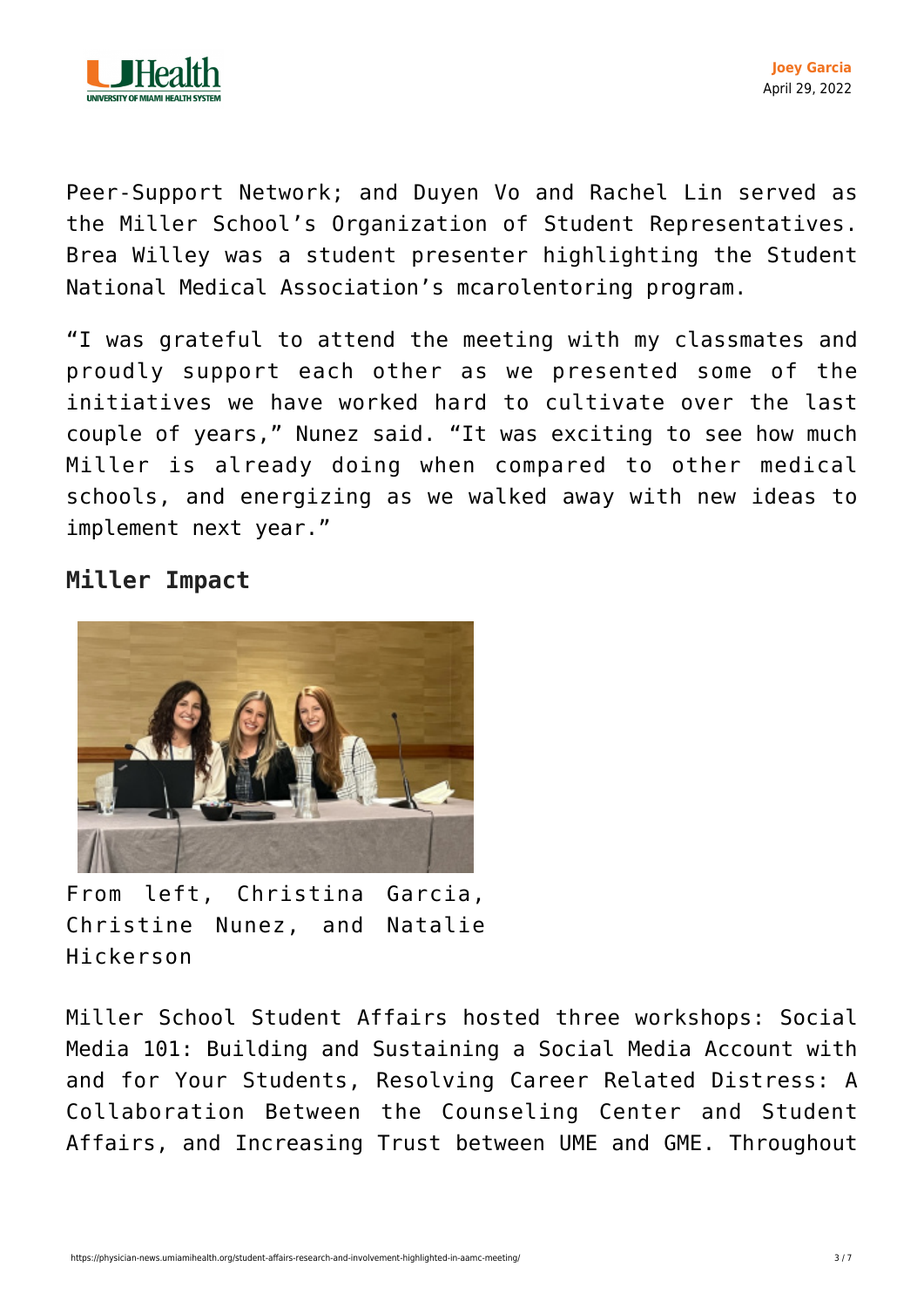Peer-Support Network; and Duyen Vo and Rachel Lin served as the Miller School's Organization of Student Representatives. Brea Willey was a student presenter highlighting the Student National Medical Association's mcarolentoring program.

"I was grateful to attend the meeting with my classmates and proudly support each other as we presented some of the initiatives we have worked hard to cultivate over the last couple of years," Nunez said. "It was exciting to see how much Miller is already doing when compared to other medical schools, and energizing as we walked away with new ideas to implement next year."

## Miller Impact

From left, Christina Garcia, Christine Nunez, and Natalie Hickerson

Miller School Student Affairs hosted three workshops: Social Media 101: Building and Sustaining a Social Media Account with and for Your Students, Resolving Career Related Distress: A Collaboration Between the Counseling Center and Student Affairs, and Increasing Trust between UME and GME. Throughout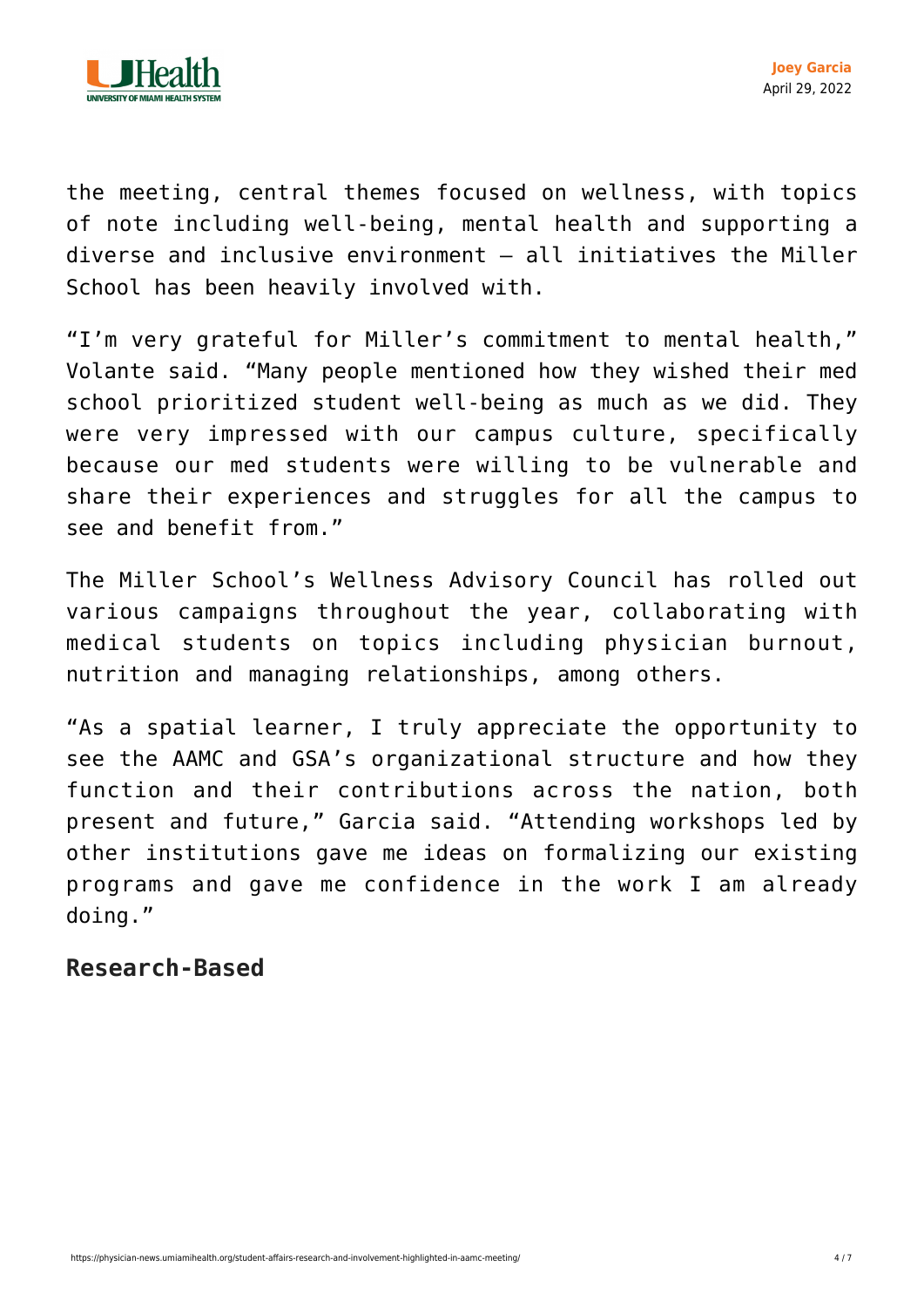the meeting, central themes focused on wellness, with topics of note including well-being, mental health and supporting a diverse and inclusive environment — all initiatives the Miller School has been heavily involved with.

"I'm very grateful for Miller's commitment to mental health," Volante said. "Many people mentioned how they wished their med school prioritized student well-being as much as we did. They were very impressed with our campus culture, specifically because our med students were willing to be vulnerable and share their experiences and struggles for all the campus to see and benefit from."

The Miller School's Wellness Advisory Council has rolled out various campaigns throughout the year, collaborating with medical students on topics including physician burnout, nutrition and managing relationships, among others.

"As a spatial learner, I truly appreciate the opportunity to see the AAMC and GSA's organizational structure and how they function and their contributions across the nation, both present and future," Garcia said. "Attending workshops led by other institutions gave me ideas on formalizing our existing programs and gave me confidence in the work I am already doing."

## Research-Based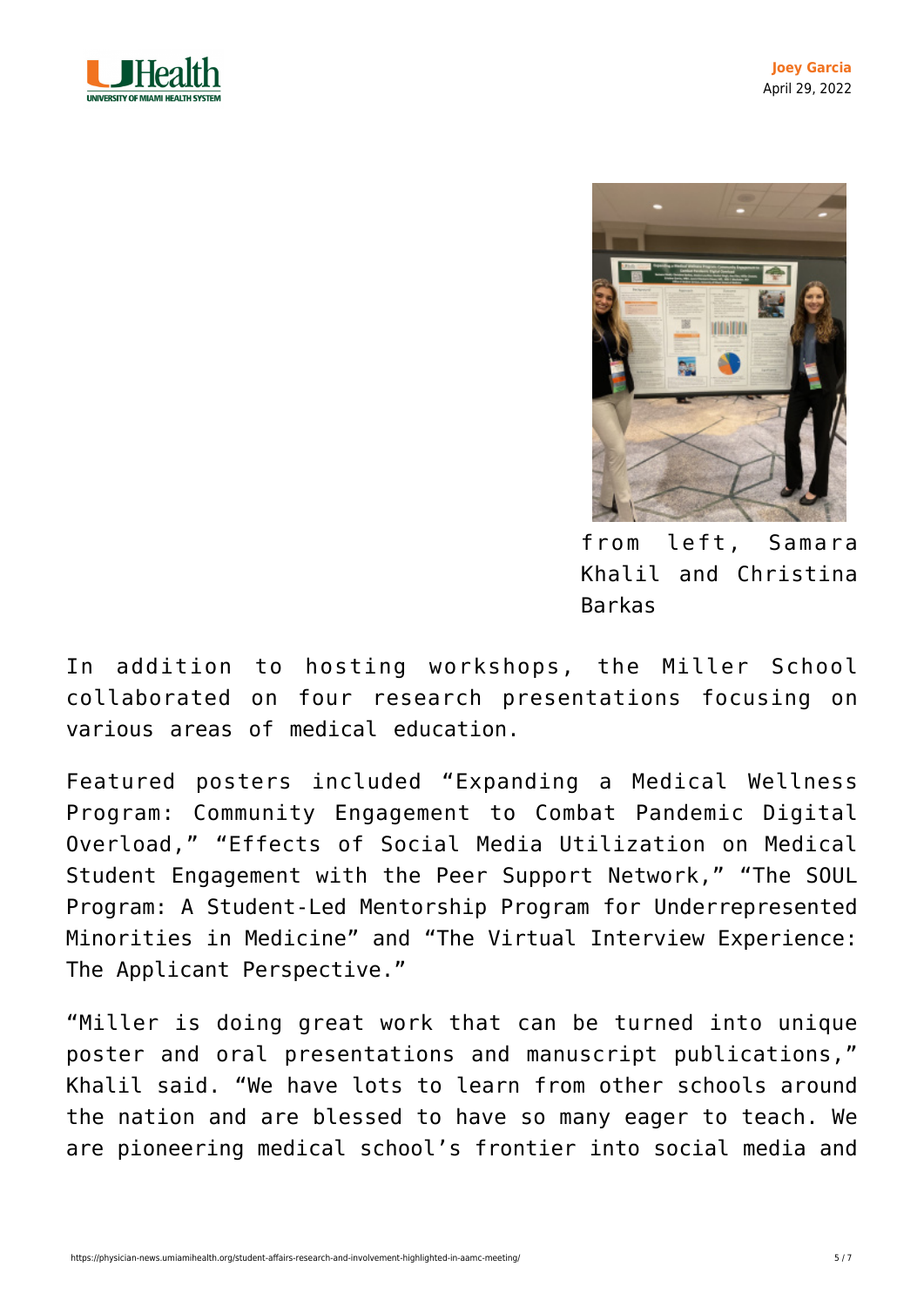from left, Samara Khalil and Christina Barkas

In addition to hosting workshops, the Miller School collaborated on four research presentations focusing on various areas of medical education.

Featured posters included “Expanding a Medical Wellness Program: Community Engagement to Combat Pandemic Digital Overload,” “Effects of Social Media Utilization on Medical Student Engagement with the Peer Support Network,” “The SOUL Program: A Student-Led Mentorship Program for Underrepresented Minorities in Medicine” and “The Virtual Interview Experience: The Applicant Perspective.”

“Miller is doing great work that can be turned into unique poster and oral presentations and manuscript publications,” Khalil said. “We have lots to learn from other schools around the nation and are blessed to have so many eager to teach. We are pioneering medical school’s frontier into social media and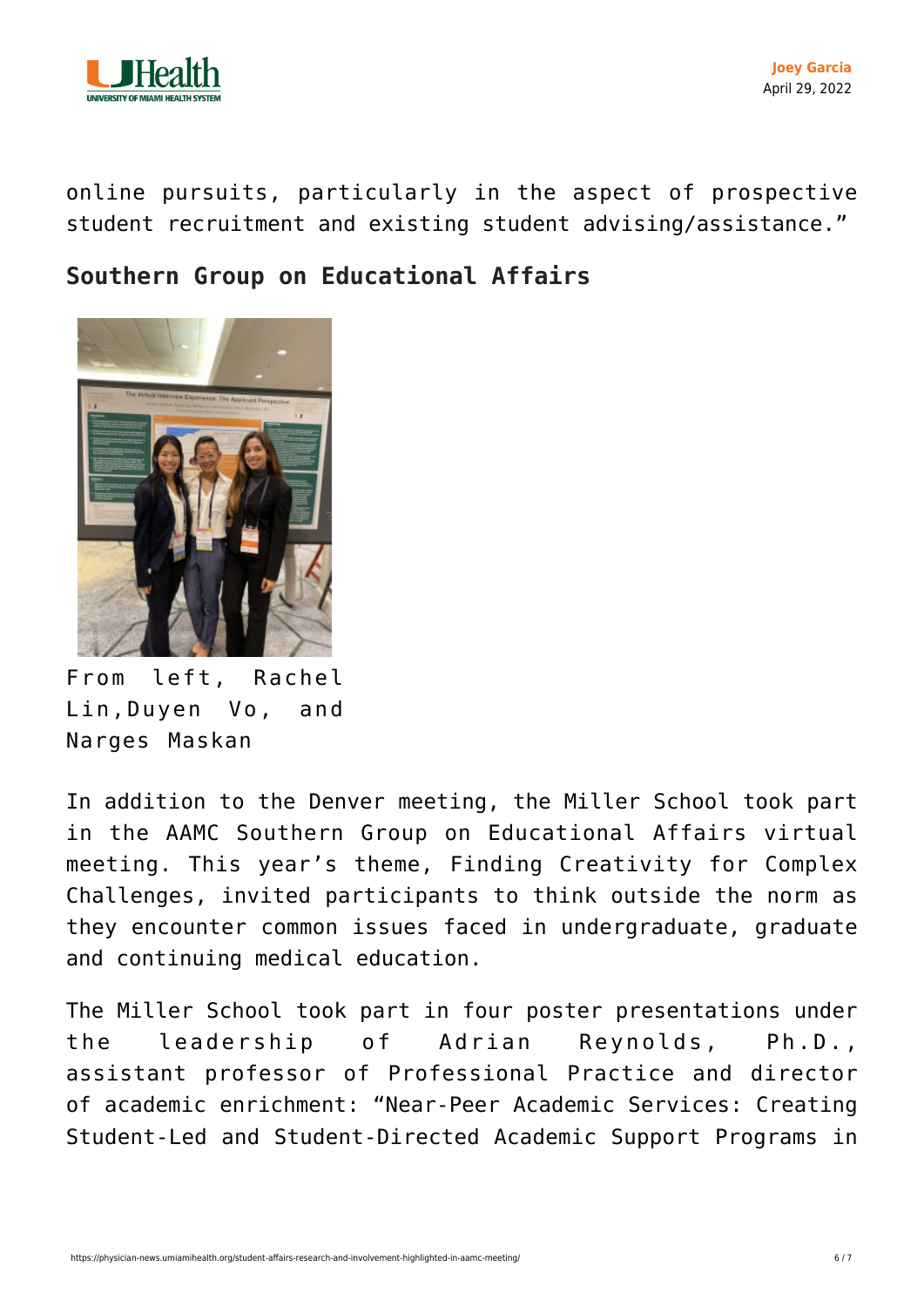online pursuits, particularly in the aspect of prospective student recruitment and existing student advising/assistance."

## Southern Group on Educational Affairs

From left, Rachel Lin,Duyen Vo, and Narges Maskan

In addition to the Denver meeting, the Miller School took part in the AAMC Southern Group on Educational Affairs virtual meeting. This year's theme, Finding Creativity for Complex Challenges, invited participants to think outside the norm as they encounter common issues faced in undergraduate, graduate and continuing medical education.

The Miller School took part in four poster presentations under the leadership of Adrian Reynolds, Ph.D., assistant professor of Professional Practice and director of academic enrichment: "Near-Peer Academic Services: Creating Student-Led and Student-Directed Academic Support Programs in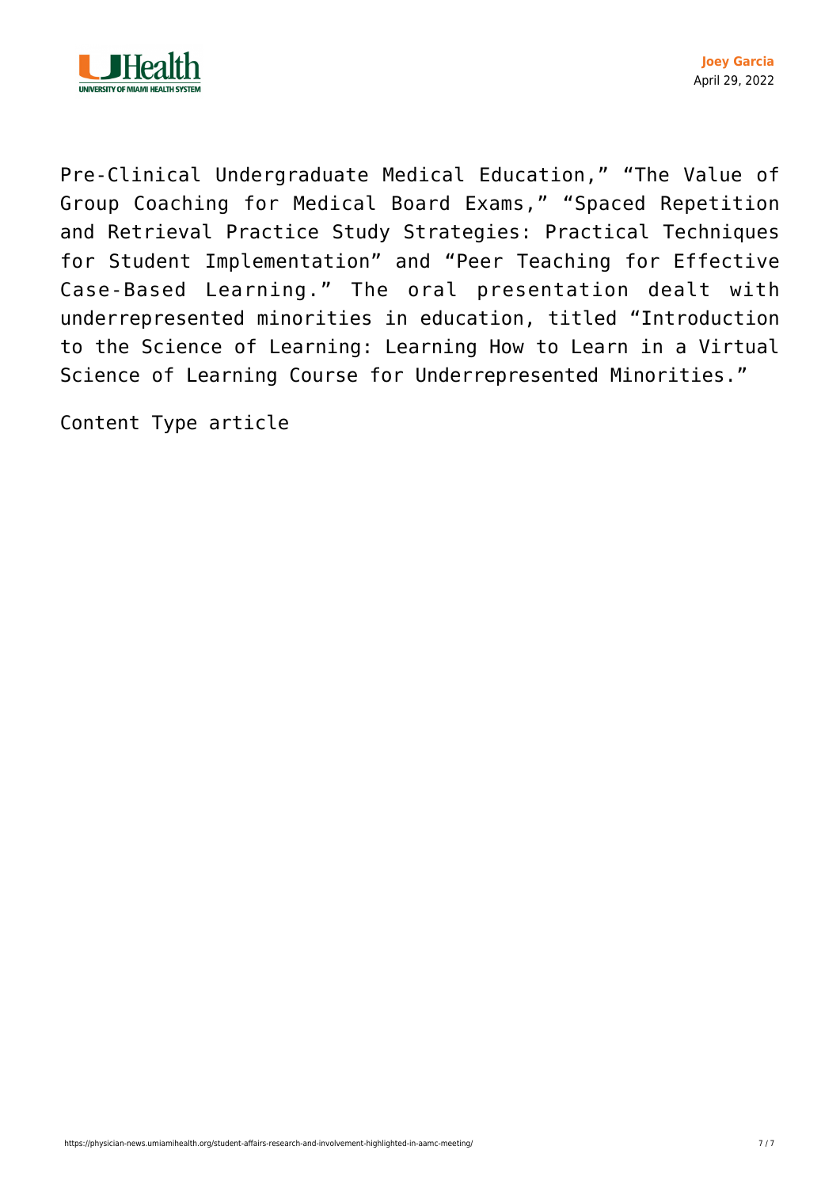Pre-Clinical Undergraduate Medical Education," "The Value of Group Coaching for Medical Board Exams," "Spaced Repetition and Retrieval Practice Study Strategies: Practical Techniques for Student Implementation" and "Peer Teaching for Effective Case-Based Learning." The oral presentation dealt with underrepresented minorities in education, titled "Introduction to the Science of Learning: Learning How to Learn in a Virtual Science of Learning Course for Underrepresented Minorities."

Content Type article